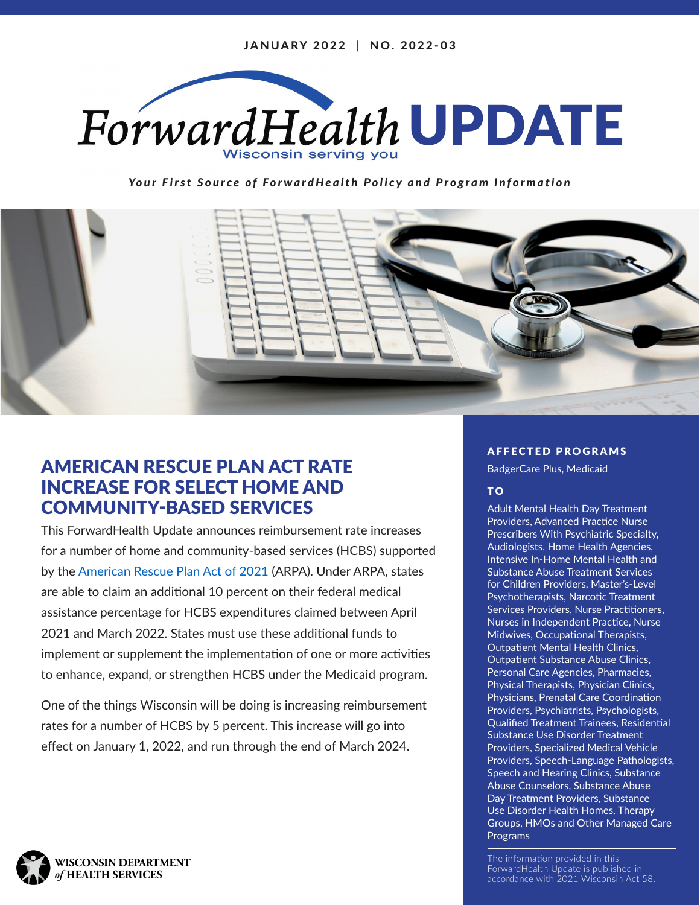JANUARY 2022 | NO. 2022-03

# ForwardHealth UPDATE

Wisconsin serving you

*Your First Source of ForwardHealth Policy and Program Information*

## AMERICAN RESCUE PLAN ACT RATE INCREASE FOR SELECT HOME AND COMMUNITY-BASED SERVICES

This ForwardHealth Update announces reimbursement rate increases for a number of home and community-based services (HCBS) supported by the American Rescue Plan Act of 2021 (ARPA). Under ARPA, states are able to claim an additional 10 percent on their federal medical assistance percentage for HCBS expenditures claimed between April 2021 and March 2022. States must use these additional funds to implement or supplement the implementation of one or more activities to enhance, expand, or strengthen HCBS under the Medicaid program.

One of the things Wisconsin will be doing is increasing reimbursement rates for a number of HCBS by 5 percent. This increase will go into effect on January 1, 2022, and run through the end of March 2024.

### AFFECTED PROGRAMS

BadgerCare Plus, Medicaid

### TO

Adult Mental Health Day Treatment Providers, Advanced Practice Nurse Prescribers With Psychiatric Specialty, Audiologists, Home Health Agencies, Intensive In-Home Mental Health and Substance Abuse Treatment Services for Children Providers, Master's-Level Psychotherapists, Narcotic Treatment Services Providers, Nurse Practitioners, Nurses in Independent Practice, Nurse Midwives, Occupational Therapists, Outpatient Mental Health Clinics, Outpatient Substance Abuse Clinics, Personal Care Agencies, Pharmacies, Physical Therapists, Physician Clinics, Physicians, Prenatal Care Coordination Providers, Psychiatrists, Psychologists, Qualified Treatment Trainees, Residential Substance Use Disorder Treatment Providers, Specialized Medical Vehicle Providers, Speech-Language Pathologists, Speech and Hearing Clinics, Substance Abuse Counselors, Substance Abuse Day Treatment Providers, Substance Use Disorder Health Homes, Therapy Groups, HMOs and Other Managed Care Programs

The information provided in this ForwardHealth Update is published in accordance with 2021 Wisconsin Act 58.

WISCONSIN DEPARTMENT of HEALTH SERVICES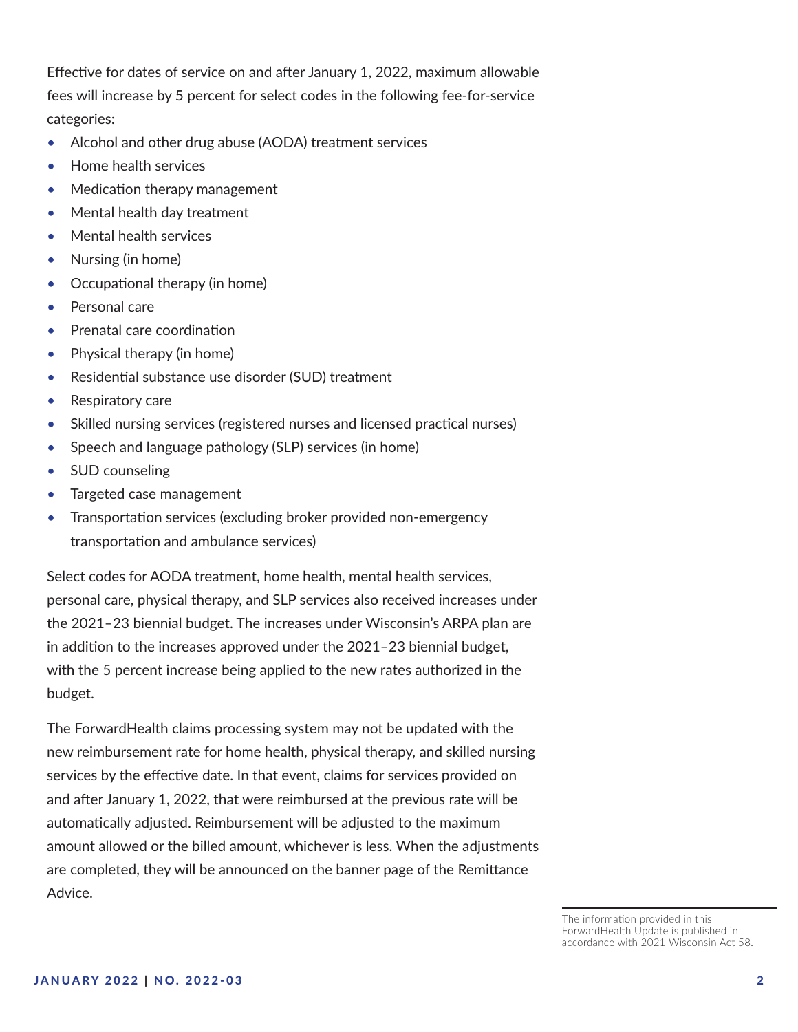Effective for dates of service on and after January 1, 2022, maximum allowable fees will increase by 5 percent for select codes in the following fee-for-service categories:

- Alcohol and other drug abuse (AODA) treatment services
- Home health services
- Medication therapy management
- Mental health day treatment
- Mental health services
- Nursing (in home)
- Occupational therapy (in home)
- Personal care
- Prenatal care coordination
- Physical therapy (in home)
- Residential substance use disorder (SUD) treatment
- Respiratory care
- Skilled nursing services (registered nurses and licensed practical nurses)
- Speech and language pathology (SLP) services (in home)
- SUD counseling
- Targeted case management
- Transportation services (excluding broker provided non-emergency transportation and ambulance services)

Select codes for AODA treatment, home health, mental health services, personal care, physical therapy, and SLP services also received increases under the 2021–23 biennial budget. The increases under Wisconsin's ARPA plan are in addition to the increases approved under the 2021–23 biennial budget, with the 5 percent increase being applied to the new rates authorized in the budget.

The ForwardHealth claims processing system may not be updated with the new reimbursement rate for home health, physical therapy, and skilled nursing services by the effective date. In that event, claims for services provided on and after January 1, 2022, that were reimbursed at the previous rate will be automatically adjusted. Reimbursement will be adjusted to the maximum amount allowed or the billed amount, whichever is less. When the adjustments are completed, they will be announced on the banner page of the Remittance Advice.

The information provided in this ForwardHealth Update is published in accordance with 2021 Wisconsin Act 58.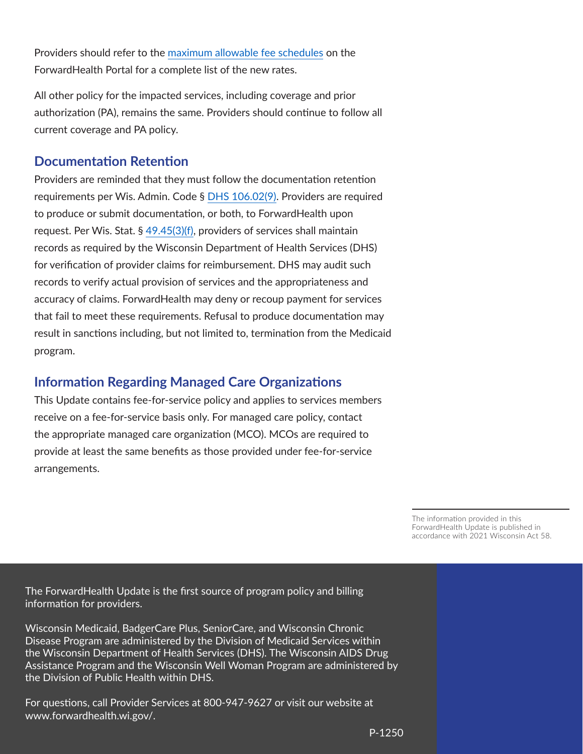Providers should refer to the maximum allowable fee schedules on the ForwardHealth Portal for a complete list of the new rates.

All other policy for the impacted services, including coverage and prior authorization (PA), remains the same. Providers should continue to follow all current coverage and PA policy.

## Documentation Retention

Providers are reminded that they must follow the documentation retention requirements per Wis. Admin. Code § DHS 106.02(9). Providers are required to produce or submit documentation, or both, to ForwardHealth upon request. Per Wis. Stat. § 49.45(3)(f), providers of services shall maintain records as required by the Wisconsin Department of Health Services (DHS) for verification of provider claims for reimbursement. DHS may audit such records to verify actual provision of services and the appropriateness and accuracy of claims. ForwardHealth may deny or recoup payment for services that fail to meet these requirements. Refusal to produce documentation may result in sanctions including, but not limited to, termination from the Medicaid program.

## Information Regarding Managed Care Organizations

This Update contains fee-for-service policy and applies to services members receive on a fee-for-service basis only. For managed care policy, contact the appropriate managed care organization (MCO). MCOs are required to provide at least the same benefits as those provided under fee-for-service arrangements.

The information provided in this ForwardHealth Update is published in accordance with 2021 Wisconsin Act 58.

The ForwardHealth Update is the first source of program policy and billing information for providers.

Wisconsin Medicaid, BadgerCare Plus, SeniorCare, and Wisconsin Chronic Disease Program are administered by the Division of Medicaid Services within the Wisconsin Department of Health Services (DHS). The Wisconsin AIDS Drug Assistance Program and the Wisconsin Well Woman Program are administered by the Division of Public Health within DHS.

For questions, call Provider Services at 800-947-9627 or visit our website at www.forwardhealth.wi.gov/.

P-1250